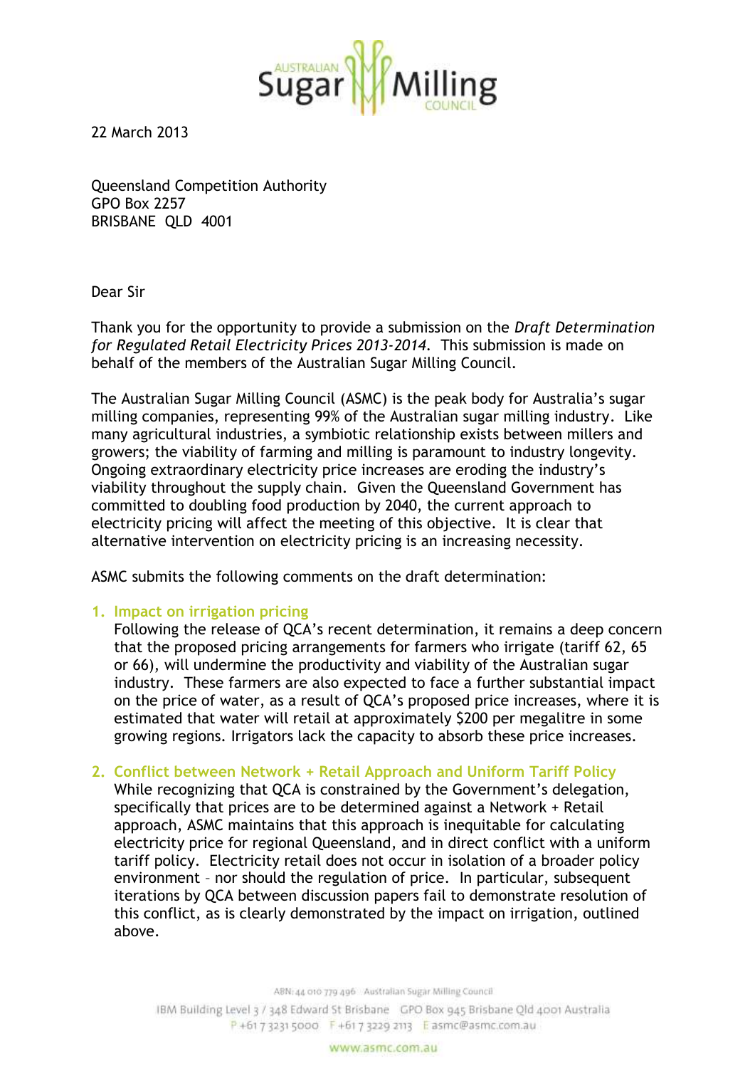22 March 2013

Queensland Competition Authority
GPO Box 2257
BRISBANE QLD 4001

Dear Sir

Thank you for the opportunity to provide a submission on the *Draft Determination for Regulated Retail Electricity Prices 2013-2014.* This submission is made on behalf of the members of the Australian Sugar Milling Council.

The Australian Sugar Milling Council (ASMC) is the peak body for Australia's sugar milling companies, representing 99% of the Australian sugar milling industry. Like many agricultural industries, a symbiotic relationship exists between millers and growers; the viability of farming and milling is paramount to industry longevity. Ongoing extraordinary electricity price increases are eroding the industry's viability throughout the supply chain. Given the Queensland Government has committed to doubling food production by 2040, the current approach to electricity pricing will affect the meeting of this objective. It is clear that alternative intervention on electricity pricing is an increasing necessity.

ASMC submits the following comments on the draft determination:

1. **Impact on irrigation pricing**
   Following the release of QCA's recent determination, it remains a deep concern that the proposed pricing arrangements for farmers who irrigate (tariff 62, 65 or 66), will undermine the productivity and viability of the Australian sugar industry. These farmers are also expected to face a further substantial impact on the price of water, as a result of QCA's proposed price increases, where it is estimated that water will retail at approximately $200 per megalitre in some growing regions. Irrigators lack the capacity to absorb these price increases.

2. **Conflict between Network + Retail Approach and Uniform Tariff Policy**
   While recognizing that QCA is constrained by the Government's delegation, specifically that prices are to be determined against a Network + Retail approach, ASMC maintains that this approach is inequitable for calculating electricity price for regional Queensland, and in direct conflict with a uniform tariff policy. Electricity retail does not occur in isolation of a broader policy environment – nor should the regulation of price. In particular, subsequent iterations by QCA between discussion papers fail to demonstrate resolution of this conflict, as is clearly demonstrated by the impact on irrigation, outlined above.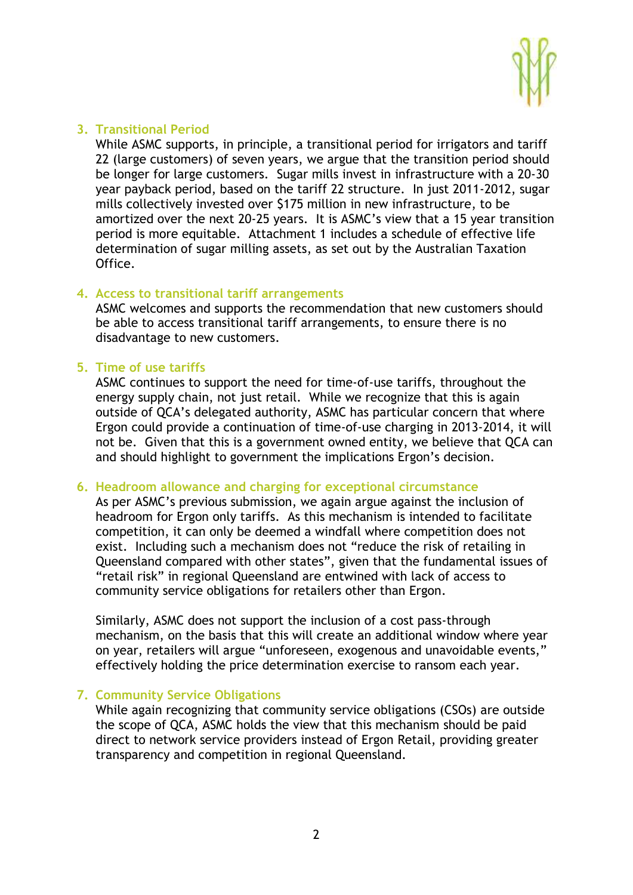3. **Transitional Period**
   While ASMC supports, in principle, a transitional period for irrigators and tariff 22 (large customers) of seven years, we argue that the transition period should be longer for large customers. Sugar mills invest in infrastructure with a 20-30 year payback period, based on the tariff 22 structure. In just 2011-2012, sugar mills collectively invested over $175 million in new infrastructure, to be amortized over the next 20-25 years. It is ASMC's view that a 15 year transition period is more equitable. Attachment 1 includes a schedule of effective life determination of sugar milling assets, as set out by the Australian Taxation Office.

4. **Access to transitional tariff arrangements**
   ASMC welcomes and supports the recommendation that new customers should be able to access transitional tariff arrangements, to ensure there is no disadvantage to new customers.

5. **Time of use tariffs**
   ASMC continues to support the need for time-of-use tariffs, throughout the energy supply chain, not just retail. While we recognize that this is again outside of QCA's delegated authority, ASMC has particular concern that where Ergon could provide a continuation of time-of-use charging in 2013-2014, it will not be. Given that this is a government owned entity, we believe that QCA can and should highlight to government the implications Ergon's decision.

6. **Headroom allowance and charging for exceptional circumstance**
   As per ASMC's previous submission, we again argue against the inclusion of headroom for Ergon only tariffs. As this mechanism is intended to facilitate competition, it can only be deemed a windfall where competition does not exist. Including such a mechanism does not "reduce the risk of retailing in Queensland compared with other states", given that the fundamental issues of "retail risk" in regional Queensland are entwined with lack of access to community service obligations for retailers other than Ergon.

   Similarly, ASMC does not support the inclusion of a cost pass-through mechanism, on the basis that this will create an additional window where year on year, retailers will argue "unforeseen, exogenous and unavoidable events," effectively holding the price determination exercise to ransom each year.

7. **Community Service Obligations**
   While again recognizing that community service obligations (CSOs) are outside the scope of QCA, ASMC holds the view that this mechanism should be paid direct to network service providers instead of Ergon Retail, providing greater transparency and competition in regional Queensland.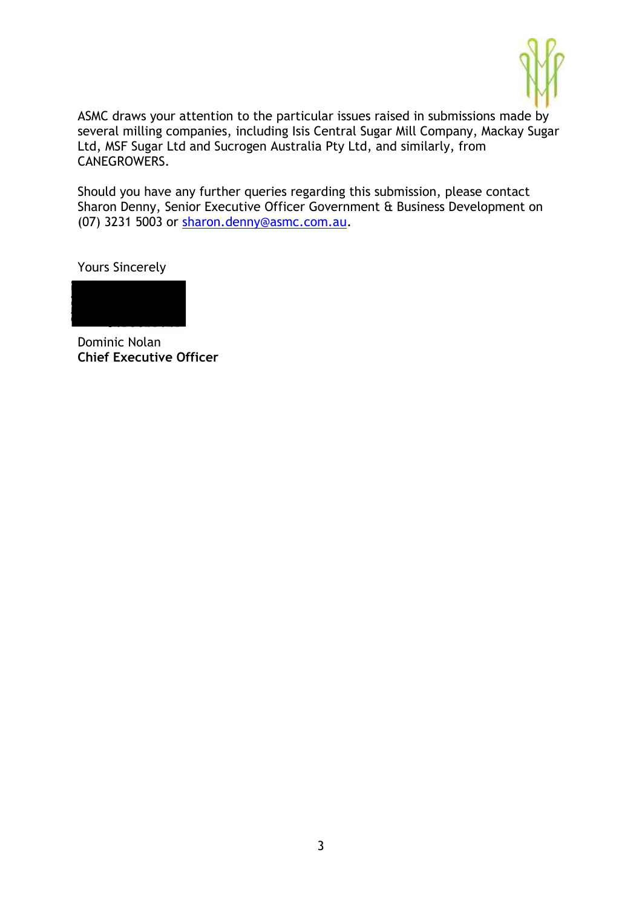ASMC draws your attention to the particular issues raised in submissions made by several milling companies, including Isis Central Sugar Mill Company, Mackay Sugar Ltd, MSF Sugar Ltd and Sucrogen Australia Pty Ltd, and similarly, from CANEGROWERS.

Should you have any further queries regarding this submission, please contact Sharon Denny, Senior Executive Officer Government & Business Development on (07) 3231 5003 or sharon.denny@asmc.com.au.

Yours Sincerely

Dominic Nolan
**Chief Executive Officer**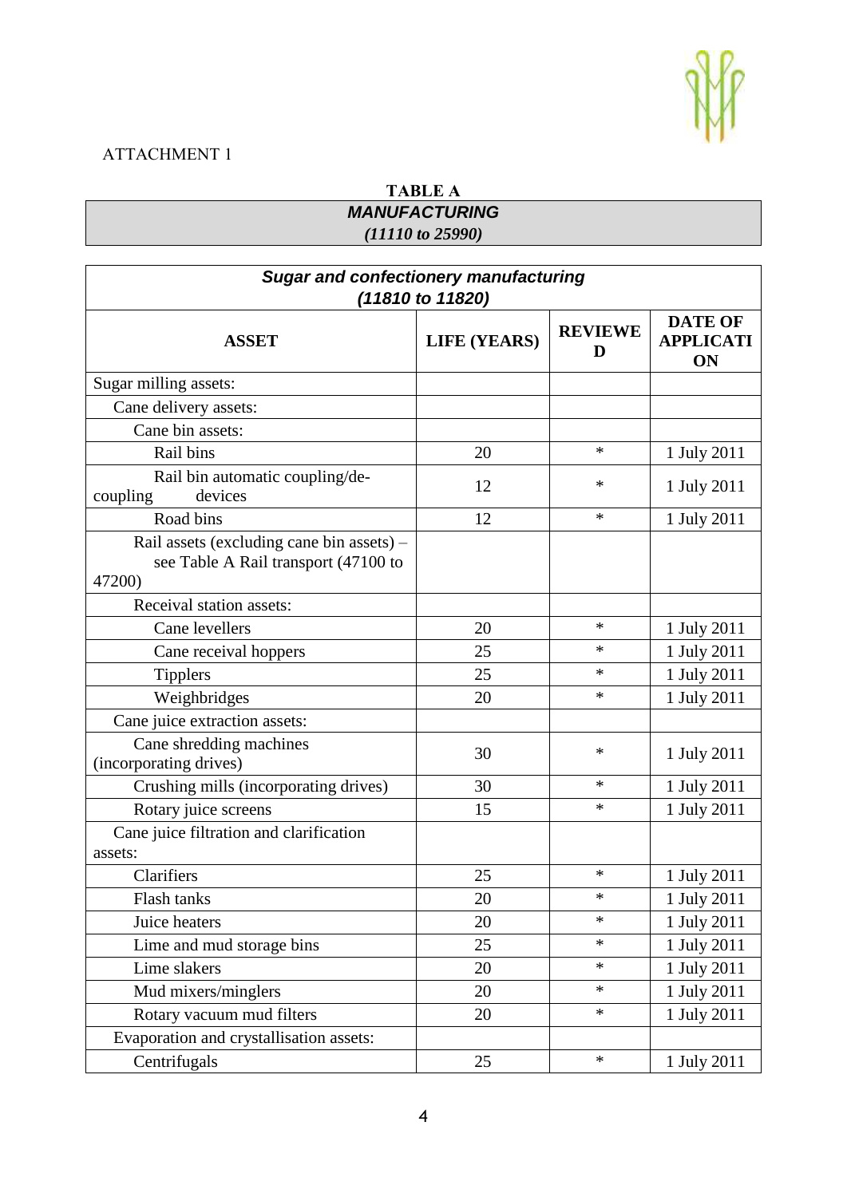ATTACHMENT 1

**TABLE A**

***MANUFACTURING***

***(11110 to 25990)***

| ***Sugar and confectionery manufacturing (11810 to 11820)*** | | | |
|---|---|---|---|
| **ASSET** | **LIFE (YEARS)** | **REVIEWED** | **DATE OF APPLICATION** |
| Sugar milling assets: | | | |
| Cane delivery assets: | | | |
| Cane bin assets: | | | |
| Rail bins | 20 | * | 1 July 2011 |
| Rail bin automatic coupling/de-coupling devices | 12 | * | 1 July 2011 |
| Road bins | 12 | * | 1 July 2011 |
| Rail assets (excluding cane bin assets) – see Table A Rail transport (47100 to 47200) | | | |
| Receival station assets: | | | |
| Cane levellers | 20 | * | 1 July 2011 |
| Cane receival hoppers | 25 | * | 1 July 2011 |
| Tipplers | 25 | * | 1 July 2011 |
| Weighbridges | 20 | * | 1 July 2011 |
| Cane juice extraction assets: | | | |
| Cane shredding machines (incorporating drives) | 30 | * | 1 July 2011 |
| Crushing mills (incorporating drives) | 30 | * | 1 July 2011 |
| Rotary juice screens | 15 | * | 1 July 2011 |
| Cane juice filtration and clarification assets: | | | |
| Clarifiers | 25 | * | 1 July 2011 |
| Flash tanks | 20 | * | 1 July 2011 |
| Juice heaters | 20 | * | 1 July 2011 |
| Lime and mud storage bins | 25 | * | 1 July 2011 |
| Lime slakers | 20 | * | 1 July 2011 |
| Mud mixers/minglers | 20 | * | 1 July 2011 |
| Rotary vacuum mud filters | 20 | * | 1 July 2011 |
| Evaporation and crystallisation assets: | | | |
| Centrifugals | 25 | * | 1 July 2011 |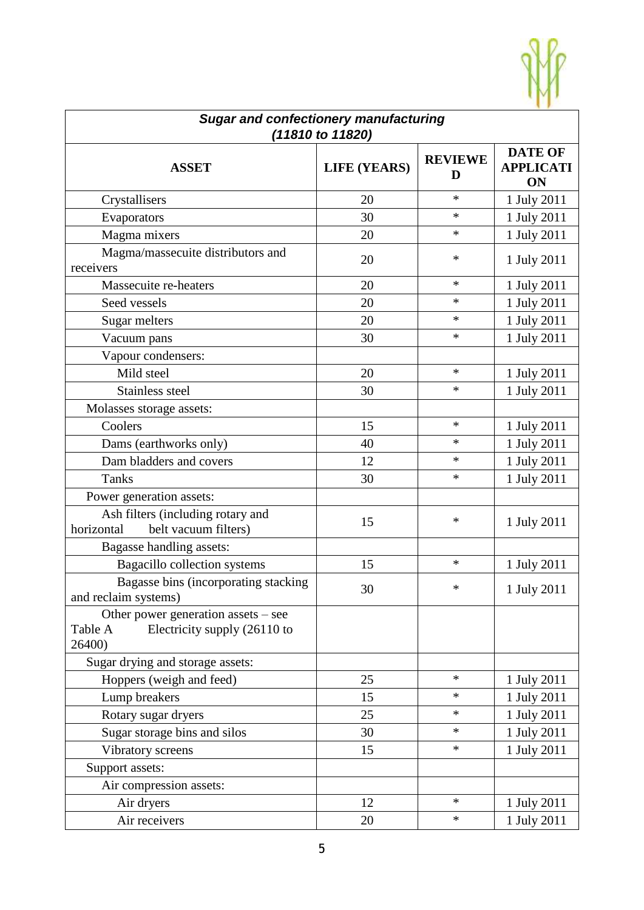| Sugar and confectionery manufacturing (11810 to 11820) | | | |
|---|---|---|---|
| **ASSET** | **LIFE (YEARS)** | **REVIEWED** | **DATE OF APPLICATION** |
| Crystallisers | 20 | * | 1 July 2011 |
| Evaporators | 30 | * | 1 July 2011 |
| Magma mixers | 20 | * | 1 July 2011 |
| Magma/massecuite distributors and receivers | 20 | * | 1 July 2011 |
| Massecuite re-heaters | 20 | * | 1 July 2011 |
| Seed vessels | 20 | * | 1 July 2011 |
| Sugar melters | 20 | * | 1 July 2011 |
| Vacuum pans | 30 | * | 1 July 2011 |
| Vapour condensers: | | | |
| Mild steel | 20 | * | 1 July 2011 |
| Stainless steel | 30 | * | 1 July 2011 |
| Molasses storage assets: | | | |
| Coolers | 15 | * | 1 July 2011 |
| Dams (earthworks only) | 40 | * | 1 July 2011 |
| Dam bladders and covers | 12 | * | 1 July 2011 |
| Tanks | 30 | * | 1 July 2011 |
| Power generation assets: | | | |
| Ash filters (including rotary and horizontal belt vacuum filters) | 15 | * | 1 July 2011 |
| Bagasse handling assets: | | | |
| Bagacillo collection systems | 15 | * | 1 July 2011 |
| Bagasse bins (incorporating stacking and reclaim systems) | 30 | * | 1 July 2011 |
| Other power generation assets – see Table A Electricity supply (26110 to 26400) | | | |
| Sugar drying and storage assets: | | | |
| Hoppers (weigh and feed) | 25 | * | 1 July 2011 |
| Lump breakers | 15 | * | 1 July 2011 |
| Rotary sugar dryers | 25 | * | 1 July 2011 |
| Sugar storage bins and silos | 30 | * | 1 July 2011 |
| Vibratory screens | 15 | * | 1 July 2011 |
| Support assets: | | | |
| Air compression assets: | | | |
| Air dryers | 12 | * | 1 July 2011 |
| Air receivers | 20 | * | 1 July 2011 |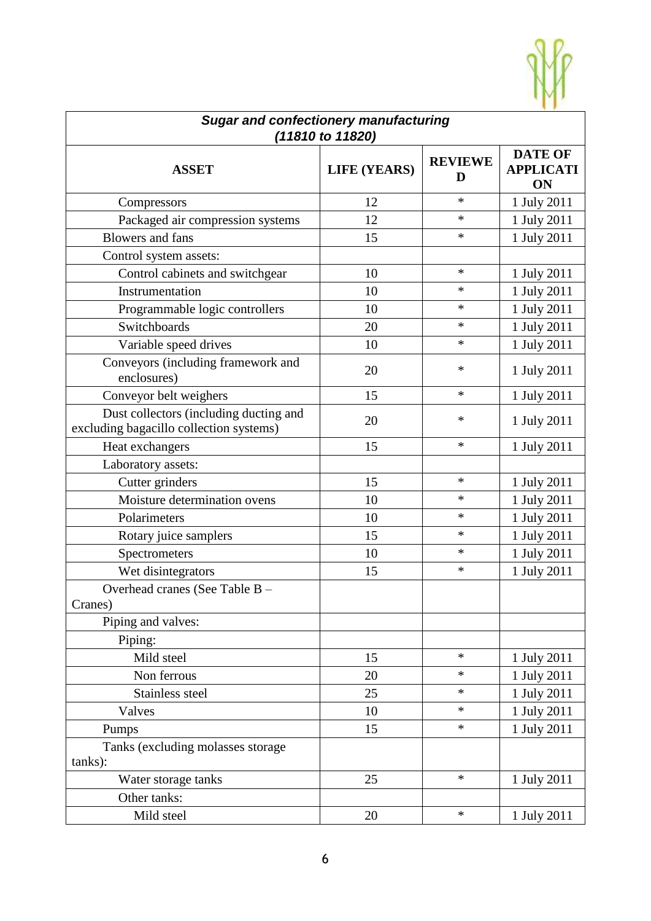| *Sugar and confectionery manufacturing (11810 to 11820)* | | | |
|---|---|---|---|
| **ASSET** | **LIFE (YEARS)** | **REVIEWED** | **DATE OF APPLICATION** |
| Compressors | 12 | * | 1 July 2011 |
| Packaged air compression systems | 12 | * | 1 July 2011 |
| Blowers and fans | 15 | * | 1 July 2011 |
| Control system assets: | | | |
| Control cabinets and switchgear | 10 | * | 1 July 2011 |
| Instrumentation | 10 | * | 1 July 2011 |
| Programmable logic controllers | 10 | * | 1 July 2011 |
| Switchboards | 20 | * | 1 July 2011 |
| Variable speed drives | 10 | * | 1 July 2011 |
| Conveyors (including framework and enclosures) | 20 | * | 1 July 2011 |
| Conveyor belt weighers | 15 | * | 1 July 2011 |
| Dust collectors (including ducting and excluding bagacillo collection systems) | 20 | * | 1 July 2011 |
| Heat exchangers | 15 | * | 1 July 2011 |
| Laboratory assets: | | | |
| Cutter grinders | 15 | * | 1 July 2011 |
| Moisture determination ovens | 10 | * | 1 July 2011 |
| Polarimeters | 10 | * | 1 July 2011 |
| Rotary juice samplers | 15 | * | 1 July 2011 |
| Spectrometers | 10 | * | 1 July 2011 |
| Wet disintegrators | 15 | * | 1 July 2011 |
| Overhead cranes (See Table B – Cranes) | | | |
| Piping and valves: | | | |
| Piping: | | | |
| Mild steel | 15 | * | 1 July 2011 |
| Non ferrous | 20 | * | 1 July 2011 |
| Stainless steel | 25 | * | 1 July 2011 |
| Valves | 10 | * | 1 July 2011 |
| Pumps | 15 | * | 1 July 2011 |
| Tanks (excluding molasses storage tanks): | | | |
| Water storage tanks | 25 | * | 1 July 2011 |
| Other tanks: | | | |
| Mild steel | 20 | * | 1 July 2011 |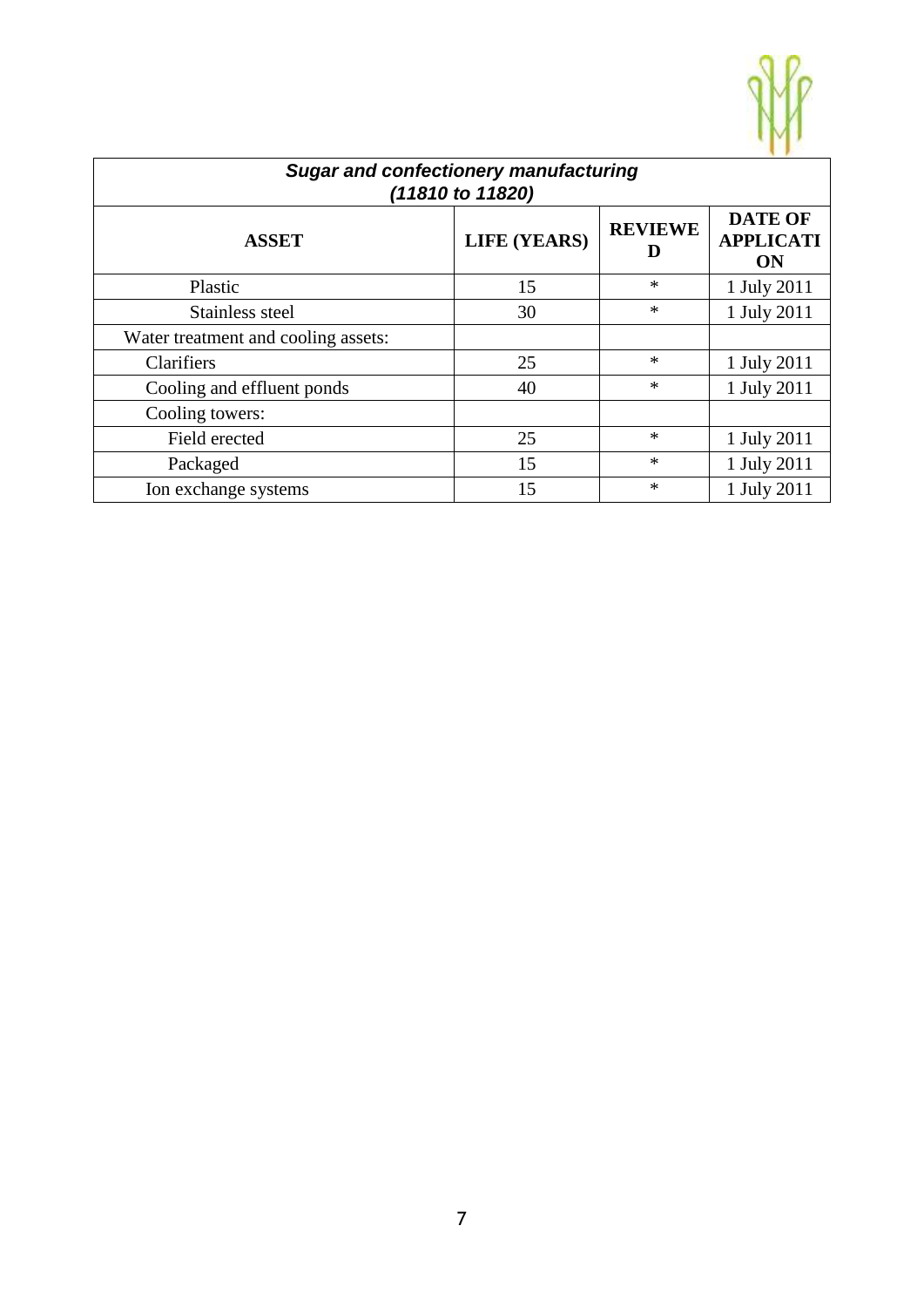| *Sugar and confectionery manufacturing (11810 to 11820)* | | | |
|---|---|---|---|
| **ASSET** | **LIFE (YEARS)** | **REVIEWED** | **DATE OF APPLICATION** |
| Plastic | 15 | * | 1 July 2011 |
| Stainless steel | 30 | * | 1 July 2011 |
| Water treatment and cooling assets: | | | |
| Clarifiers | 25 | * | 1 July 2011 |
| Cooling and effluent ponds | 40 | * | 1 July 2011 |
| Cooling towers: | | | |
| Field erected | 25 | * | 1 July 2011 |
| Packaged | 15 | * | 1 July 2011 |
| Ion exchange systems | 15 | * | 1 July 2011 |